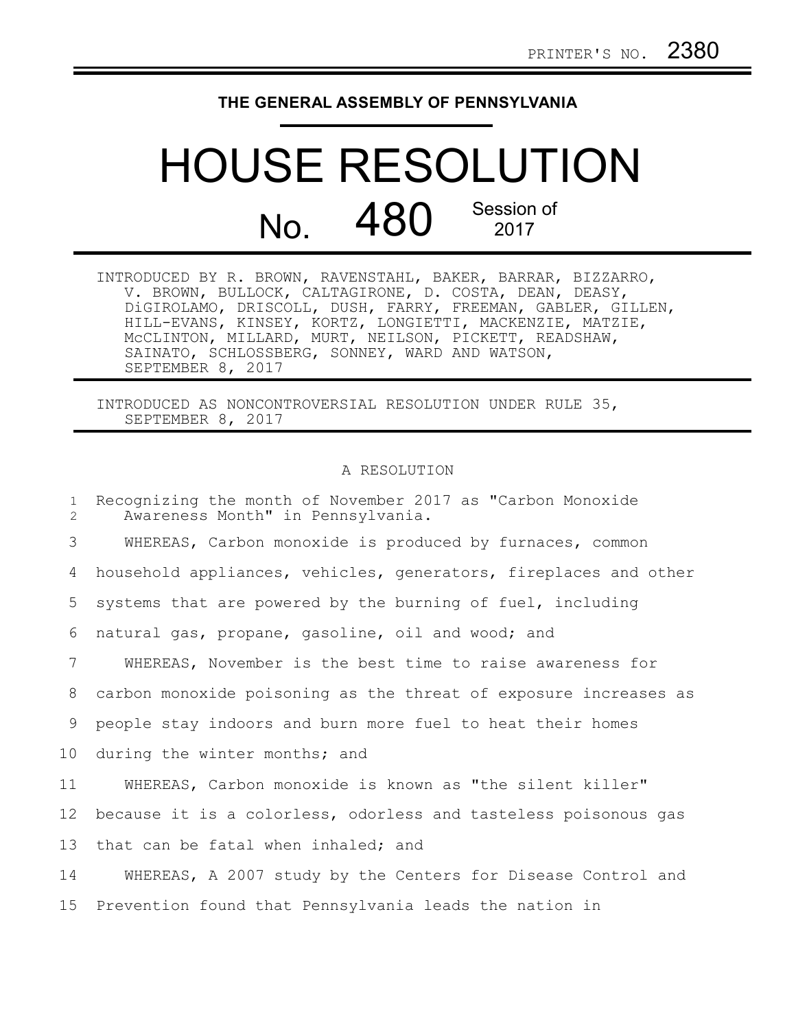PRINTER'S NO. 2380

# THE GENERAL ASSEMBLY OF PENNSYLVANIA

# HOUSE RESOLUTION

## No. 480 Session of 2017

INTRODUCED BY R. BROWN, RAVENSTAHL, BAKER, BARRAR, BIZZARRO, V. BROWN, BULLOCK, CALTAGIRONE, D. COSTA, DEAN, DEASY, DiGIROLAMO, DRISCOLL, DUSH, FARRY, FREEMAN, GABLER, GILLEN, HILL-EVANS, KINSEY, KORTZ, LONGIETTI, MACKENZIE, MATZIE, McCLINTON, MILLARD, MURT, NEILSON, PICKETT, READSHAW, SAINATO, SCHLOSSBERG, SONNEY, WARD AND WATSON, SEPTEMBER 8, 2017

INTRODUCED AS NONCONTROVERSIAL RESOLUTION UNDER RULE 35, SEPTEMBER 8, 2017

A RESOLUTION

Recognizing the month of November 2017 as "Carbon Monoxide Awareness Month" in Pennsylvania.

WHEREAS, Carbon monoxide is produced by furnaces, common household appliances, vehicles, generators, fireplaces and other systems that are powered by the burning of fuel, including natural gas, propane, gasoline, oil and wood; and

WHEREAS, November is the best time to raise awareness for carbon monoxide poisoning as the threat of exposure increases as people stay indoors and burn more fuel to heat their homes during the winter months; and

WHEREAS, Carbon monoxide is known as "the silent killer" because it is a colorless, odorless and tasteless poisonous gas that can be fatal when inhaled; and

WHEREAS, A 2007 study by the Centers for Disease Control and Prevention found that Pennsylvania leads the nation in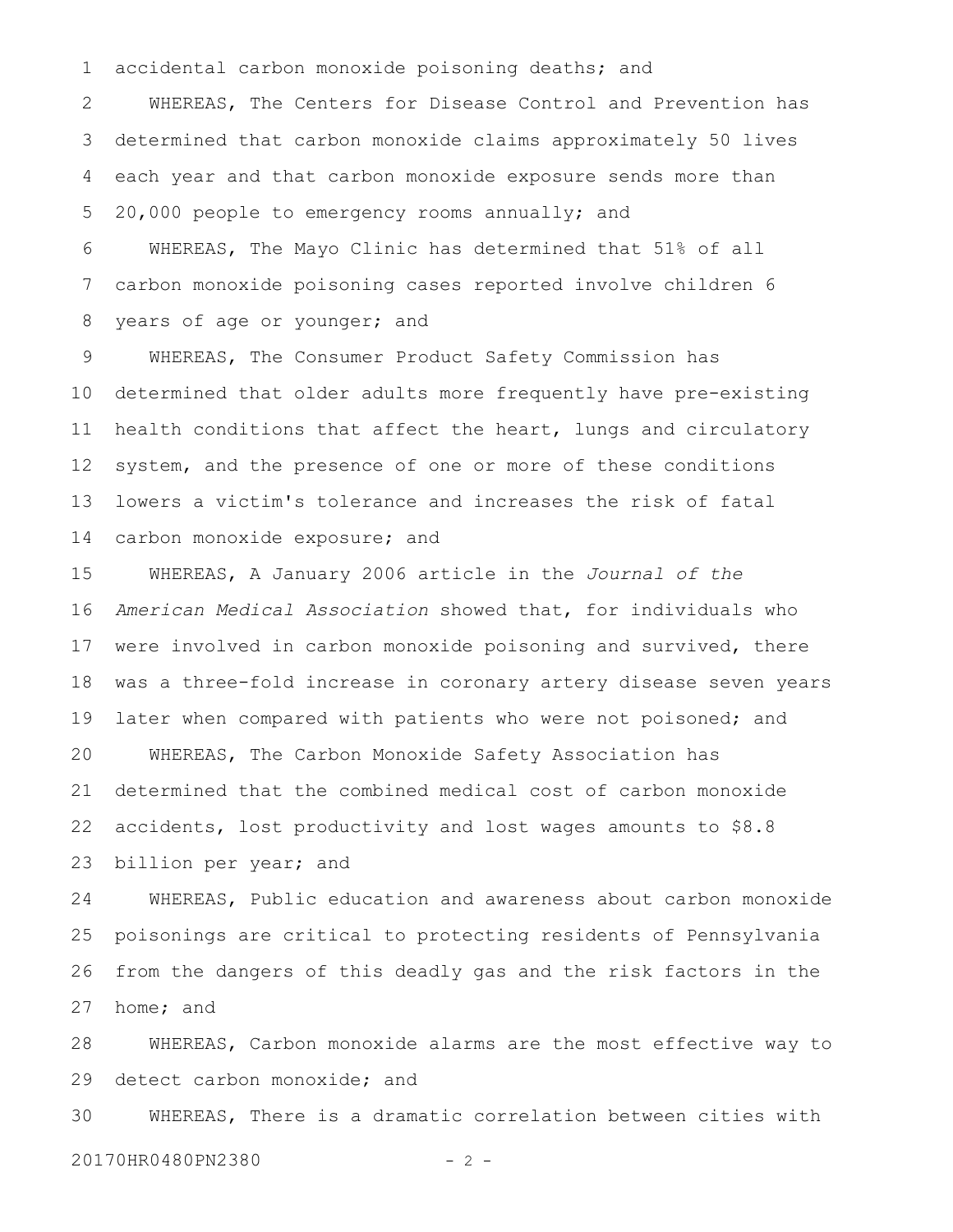accidental carbon monoxide poisoning deaths; and

WHEREAS, The Centers for Disease Control and Prevention has determined that carbon monoxide claims approximately 50 lives each year and that carbon monoxide exposure sends more than 20,000 people to emergency rooms annually; and

WHEREAS, The Mayo Clinic has determined that 51% of all carbon monoxide poisoning cases reported involve children 6 years of age or younger; and

WHEREAS, The Consumer Product Safety Commission has determined that older adults more frequently have pre-existing health conditions that affect the heart, lungs and circulatory system, and the presence of one or more of these conditions lowers a victim's tolerance and increases the risk of fatal carbon monoxide exposure; and

WHEREAS, A January 2006 article in the *Journal of the American Medical Association* showed that, for individuals who were involved in carbon monoxide poisoning and survived, there was a three-fold increase in coronary artery disease seven years later when compared with patients who were not poisoned; and

WHEREAS, The Carbon Monoxide Safety Association has determined that the combined medical cost of carbon monoxide accidents, lost productivity and lost wages amounts to $8.8 billion per year; and

WHEREAS, Public education and awareness about carbon monoxide poisonings are critical to protecting residents of Pennsylvania from the dangers of this deadly gas and the risk factors in the home; and

WHEREAS, Carbon monoxide alarms are the most effective way to detect carbon monoxide; and

WHEREAS, There is a dramatic correlation between cities with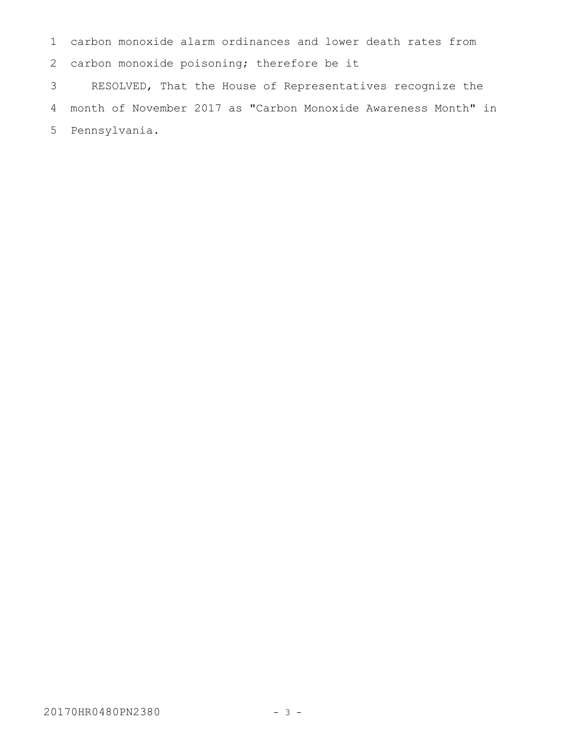carbon monoxide alarm ordinances and lower death rates from carbon monoxide poisoning; therefore be it

RESOLVED, That the House of Representatives recognize the month of November 2017 as "Carbon Monoxide Awareness Month" in Pennsylvania.